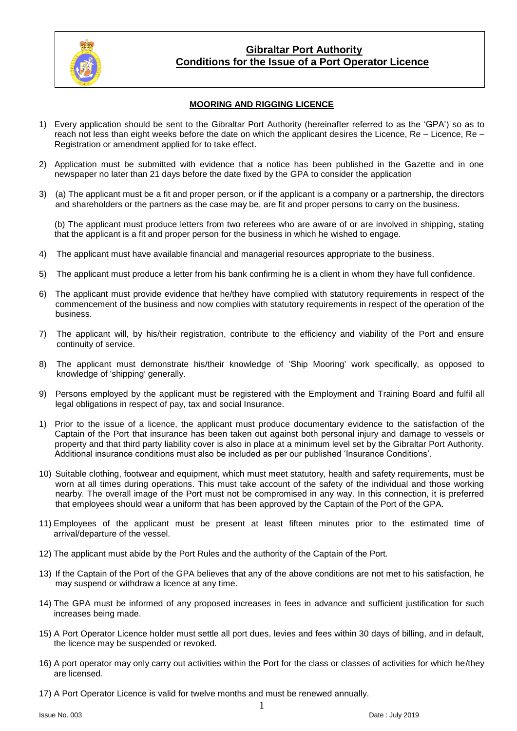# Gibraltar Port Authority
# Conditions for the Issue of a Port Operator Licence

## MOORING AND RIGGING LICENCE

1) Every application should be sent to the Gibraltar Port Authority (hereinafter referred to as the 'GPA') so as to reach not less than eight weeks before the date on which the applicant desires the Licence, Re – Licence, Re – Registration or amendment applied for to take effect.

2) Application must be submitted with evidence that a notice has been published in the Gazette and in one newspaper no later than 21 days before the date fixed by the GPA to consider the application

3) (a) The applicant must be a fit and proper person, or if the applicant is a company or a partnership, the directors and shareholders or the partners as the case may be, are fit and proper persons to carry on the business.

   (b) The applicant must produce letters from two referees who are aware of or are involved in shipping, stating that the applicant is a fit and proper person for the business in which he wished to engage.

4) The applicant must have available financial and managerial resources appropriate to the business.

5) The applicant must produce a letter from his bank confirming he is a client in whom they have full confidence.

6) The applicant must provide evidence that he/they have complied with statutory requirements in respect of the commencement of the business and now complies with statutory requirements in respect of the operation of the business.

7) The applicant will, by his/their registration, contribute to the efficiency and viability of the Port and ensure continuity of service.

8) The applicant must demonstrate his/their knowledge of 'Ship Mooring' work specifically, as opposed to knowledge of 'shipping' generally.

9) Persons employed by the applicant must be registered with the Employment and Training Board and fulfil all legal obligations in respect of pay, tax and social Insurance.

1) Prior to the issue of a licence, the applicant must produce documentary evidence to the satisfaction of the Captain of the Port that insurance has been taken out against both personal injury and damage to vessels or property and that third party liability cover is also in place at a minimum level set by the Gibraltar Port Authority. Additional insurance conditions must also be included as per our published 'Insurance Conditions'.

10) Suitable clothing, footwear and equipment, which must meet statutory, health and safety requirements, must be worn at all times during operations. This must take account of the safety of the individual and those working nearby. The overall image of the Port must not be compromised in any way. In this connection, it is preferred that employees should wear a uniform that has been approved by the Captain of the Port of the GPA.

11) Employees of the applicant must be present at least fifteen minutes prior to the estimated time of arrival/departure of the vessel.

12) The applicant must abide by the Port Rules and the authority of the Captain of the Port.

13) If the Captain of the Port of the GPA believes that any of the above conditions are not met to his satisfaction, he may suspend or withdraw a licence at any time.

14) The GPA must be informed of any proposed increases in fees in advance and sufficient justification for such increases being made.

15) A Port Operator Licence holder must settle all port dues, levies and fees within 30 days of billing, and in default, the licence may be suspended or revoked.

16) A port operator may only carry out activities within the Port for the class or classes of activities for which he/they are licensed.

17) A Port Operator Licence is valid for twelve months and must be renewed annually.

Issue No. 003 Date : July 2019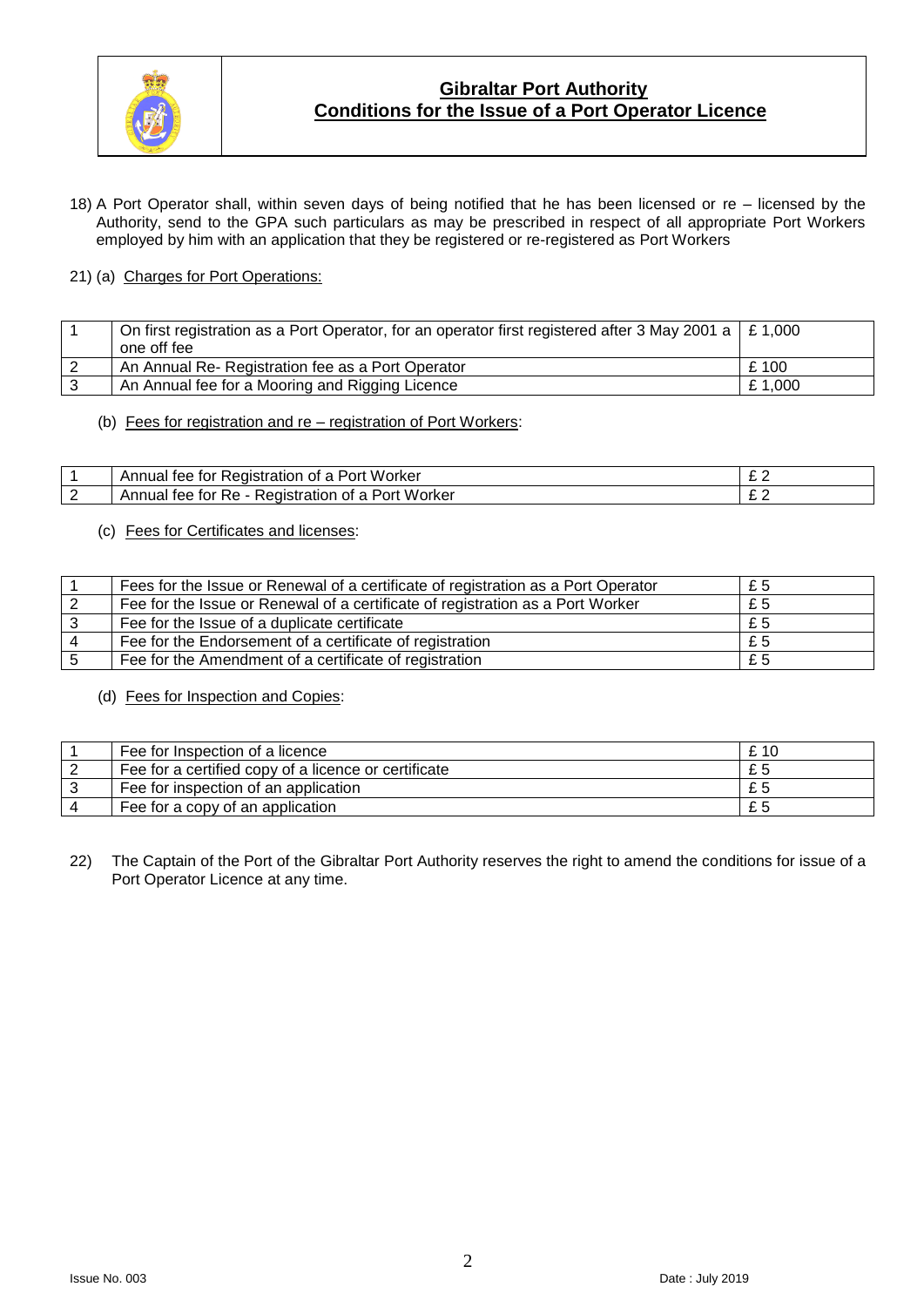18) A Port Operator shall, within seven days of being notified that he has been licensed or re – licensed by the Authority, send to the GPA such particulars as may be prescribed in respect of all appropriate Port Workers employed by him with an application that they be registered or re-registered as Port Workers

21) (a) Charges for Port Operations:

| | | |
|---|---|---|
| 1 | On first registration as a Port Operator, for an operator first registered after 3 May 2001 a one off fee | £ 1,000 |
| 2 | An Annual Re- Registration fee as a Port Operator | £ 100 |
| 3 | An Annual fee for a Mooring and Rigging Licence | £ 1,000 |

(b) Fees for registration and re – registration of Port Workers:

| | | |
|---|---|---|
| 1 | Annual fee for Registration of a Port Worker | £ 2 |
| 2 | Annual fee for Re - Registration of a Port Worker | £ 2 |

(c) Fees for Certificates and licenses:

| | | |
|---|---|---|
| 1 | Fees for the Issue or Renewal of a certificate of registration as a Port Operator | £ 5 |
| 2 | Fee for the Issue or Renewal of a certificate of registration as a Port Worker | £ 5 |
| 3 | Fee for the Issue of a duplicate certificate | £ 5 |
| 4 | Fee for the Endorsement of a certificate of registration | £ 5 |
| 5 | Fee for the Amendment of a certificate of registration | £ 5 |

(d) Fees for Inspection and Copies:

| | | |
|---|---|---|
| 1 | Fee for Inspection of a licence | £ 10 |
| 2 | Fee for a certified copy of a licence or certificate | £ 5 |
| 3 | Fee for inspection of an application | £ 5 |
| 4 | Fee for a copy of an application | £ 5 |

22) The Captain of the Port of the Gibraltar Port Authority reserves the right to amend the conditions for issue of a Port Operator Licence at any time.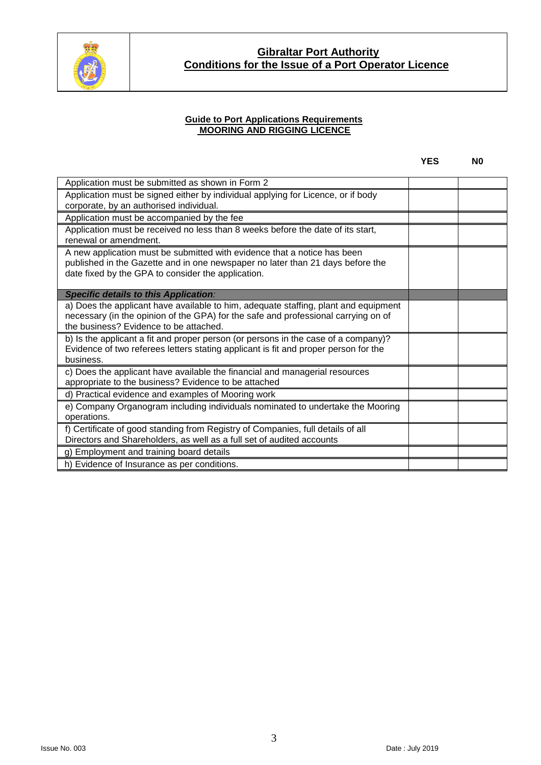# Gibraltar Port Authority
## Conditions for the Issue of a Port Operator Licence

### Guide to Port Applications Requirements
### MOORING AND RIGGING LICENCE

| | YES | N0 |
|---|---|---|
| Application must be submitted as shown in Form 2 | | |
| Application must be signed either by individual applying for Licence, or if body corporate, by an authorised individual. | | |
| Application must be accompanied by the fee | | |
| Application must be received no less than 8 weeks before the date of its start, renewal or amendment. | | |
| A new application must be submitted with evidence that a notice has been published in the Gazette and in one newspaper no later than 21 days before the date fixed by the GPA to consider the application. | | |
| ***Specific details to this Application:*** | | |
| a) Does the applicant have available to him, adequate staffing, plant and equipment necessary (in the opinion of the GPA) for the safe and professional carrying on of the business? Evidence to be attached. | | |
| b) Is the applicant a fit and proper person (or persons in the case of a company)? Evidence of two referees letters stating applicant is fit and proper person for the business. | | |
| c) Does the applicant have available the financial and managerial resources appropriate to the business? Evidence to be attached | | |
| d) Practical evidence and examples of Mooring work | | |
| e) Company Organogram including individuals nominated to undertake the Mooring operations. | | |
| f) Certificate of good standing from Registry of Companies, full details of all Directors and Shareholders, as well as a full set of audited accounts | | |
| g) Employment and training board details | | |
| h) Evidence of Insurance as per conditions. | | |

Issue No. 003

Date : July 2019